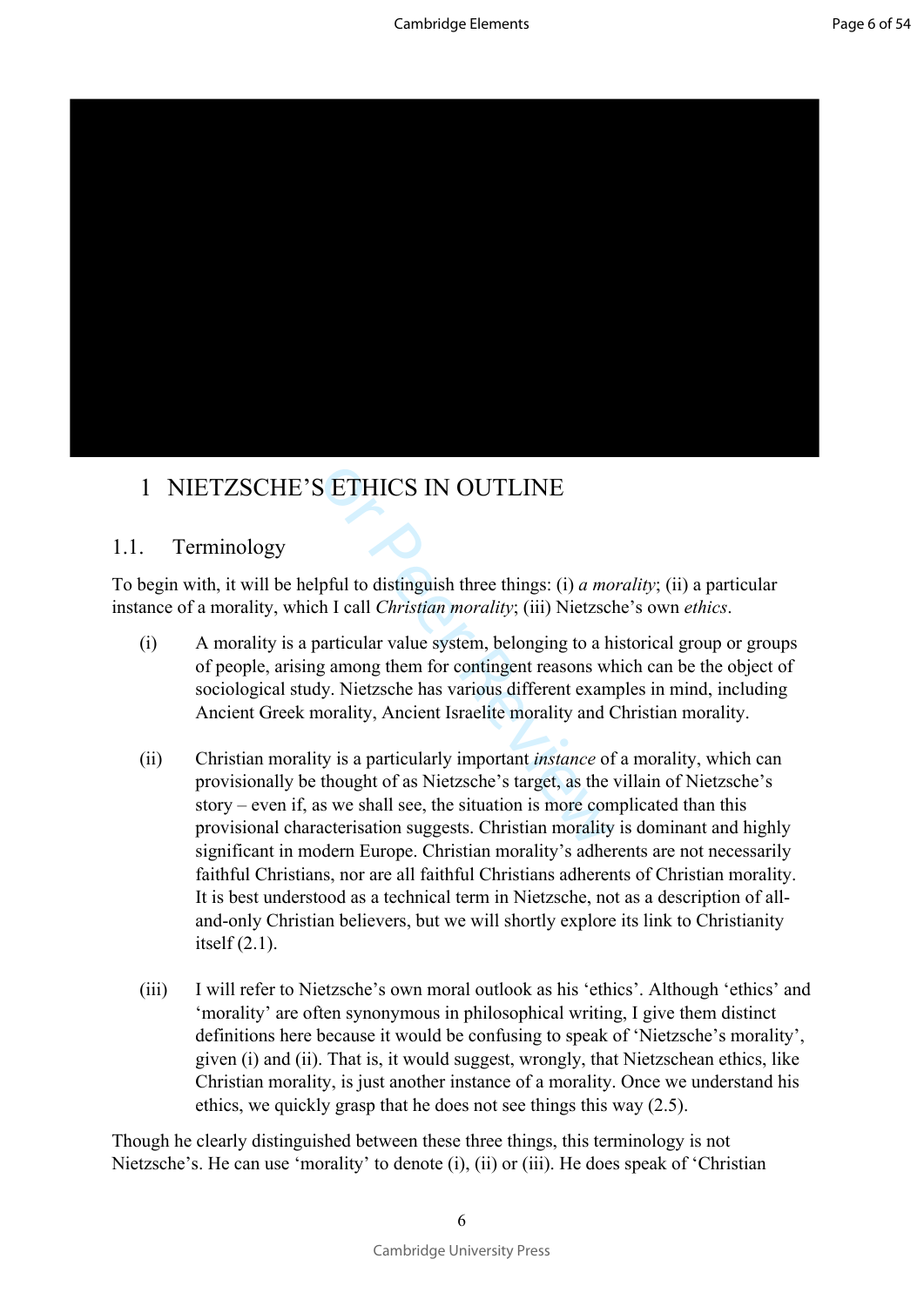# 1 NIETZSCHE'S ETHICS IN OUTLINE

## 1.1. Terminology

To begin with, it will be helpful to distinguish three things: (i) *a morality*; (ii) a particular instance of a morality, which I call *Christian morality*; (iii) Nietzsche's own *ethics*.

(i) A morality is a particular value system, belonging to a historical group or groups of people, arising among them for contingent reasons which can be the object of sociological study. Nietzsche has various different examples in mind, including Ancient Greek morality, Ancient Israelite morality and Christian morality.

(ii) Christian morality is a particularly important *instance* of a morality, which can provisionally be thought of as Nietzsche's target, as the villain of Nietzsche's story – even if, as we shall see, the situation is more complicated than this provisional characterisation suggests. Christian morality is dominant and highly significant in modern Europe. Christian morality's adherents are not necessarily faithful Christians, nor are all faithful Christians adherents of Christian morality. It is best understood as a technical term in Nietzsche, not as a description of all-and-only Christian believers, but we will shortly explore its link to Christianity itself (2.1).

(iii) I will refer to Nietzsche's own moral outlook as his 'ethics'. Although 'ethics' and 'morality' are often synonymous in philosophical writing, I give them distinct definitions here because it would be confusing to speak of 'Nietzsche's morality', given (i) and (ii). That is, it would suggest, wrongly, that Nietzschean ethics, like Christian morality, is just another instance of a morality. Once we understand his ethics, we quickly grasp that he does not see things this way (2.5).

Though he clearly distinguished between these three things, this terminology is not Nietzsche's. He can use 'morality' to denote (i), (ii) or (iii). He does speak of 'Christian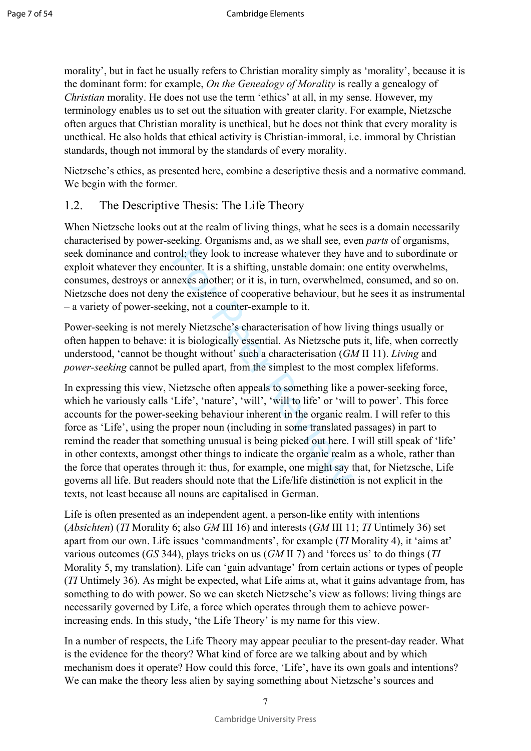morality', but in fact he usually refers to Christian morality simply as 'morality', because it is the dominant form: for example, *On the Genealogy of Morality* is really a genealogy of *Christian* morality. He does not use the term 'ethics' at all, in my sense. However, my terminology enables us to set out the situation with greater clarity. For example, Nietzsche often argues that Christian morality is unethical, but he does not think that every morality is unethical. He also holds that ethical activity is Christian-immoral, i.e. immoral by Christian standards, though not immoral by the standards of every morality.

Nietzsche's ethics, as presented here, combine a descriptive thesis and a normative command. We begin with the former.

## 1.2. The Descriptive Thesis: The Life Theory

When Nietzsche looks out at the realm of living things, what he sees is a domain necessarily characterised by power-seeking. Organisms and, as we shall see, even *parts* of organisms, seek dominance and control; they look to increase whatever they have and to subordinate or exploit whatever they encounter. It is a shifting, unstable domain: one entity overwhelms, consumes, destroys or annexes another; or it is, in turn, overwhelmed, consumed, and so on. Nietzsche does not deny the existence of cooperative behaviour, but he sees it as instrumental – a variety of power-seeking, not a counter-example to it.

Power-seeking is not merely Nietzsche's characterisation of how living things usually or often happen to behave: it is biologically essential. As Nietzsche puts it, life, when correctly understood, 'cannot be thought without' such a characterisation (*GM* II 11). *Living* and *power-seeking* cannot be pulled apart, from the simplest to the most complex lifeforms.

In expressing this view, Nietzsche often appeals to something like a power-seeking force, which he variously calls 'Life', 'nature', 'will', 'will to life' or 'will to power'. This force accounts for the power-seeking behaviour inherent in the organic realm. I will refer to this force as 'Life', using the proper noun (including in some translated passages) in part to remind the reader that something unusual is being picked out here. I will still speak of 'life' in other contexts, amongst other things to indicate the organic realm as a whole, rather than the force that operates through it: thus, for example, one might say that, for Nietzsche, Life governs all life. But readers should note that the Life/life distinction is not explicit in the texts, not least because all nouns are capitalised in German.

Life is often presented as an independent agent, a person-like entity with intentions (*Absichten*) (*TI* Morality 6; also *GM* III 16) and interests (*GM* III 11; *TI* Untimely 36) set apart from our own. Life issues 'commandments', for example (*TI* Morality 4), it 'aims at' various outcomes (*GS* 344), plays tricks on us (*GM* II 7) and 'forces us' to do things (*TI* Morality 5, my translation). Life can 'gain advantage' from certain actions or types of people (*TI* Untimely 36). As might be expected, what Life aims at, what it gains advantage from, has something to do with power. So we can sketch Nietzsche's view as follows: living things are necessarily governed by Life, a force which operates through them to achieve power-increasing ends. In this study, 'the Life Theory' is my name for this view.

In a number of respects, the Life Theory may appear peculiar to the present-day reader. What is the evidence for the theory? What kind of force are we talking about and by which mechanism does it operate? How could this force, 'Life', have its own goals and intentions? We can make the theory less alien by saying something about Nietzsche's sources and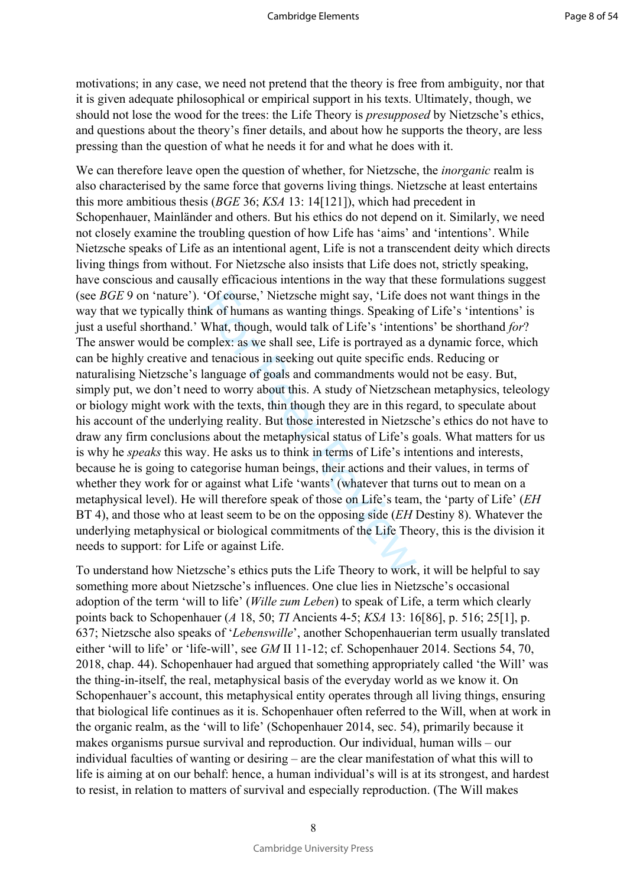motivations; in any case, we need not pretend that the theory is free from ambiguity, nor that it is given adequate philosophical or empirical support in his texts. Ultimately, though, we should not lose the wood for the trees: the Life Theory is *presupposed* by Nietzsche's ethics, and questions about the theory's finer details, and about how he supports the theory, are less pressing than the question of what he needs it for and what he does with it.

We can therefore leave open the question of whether, for Nietzsche, the *inorganic* realm is also characterised by the same force that governs living things. Nietzsche at least entertains this more ambitious thesis (*BGE* 36; *KSA* 13: 14[121]), which had precedent in Schopenhauer, Mainländer and others. But his ethics do not depend on it. Similarly, we need not closely examine the troubling question of how Life has 'aims' and 'intentions'. While Nietzsche speaks of Life as an intentional agent, Life is not a transcendent deity which directs living things from without. For Nietzsche also insists that Life does not, strictly speaking, have conscious and causally efficacious intentions in the way that these formulations suggest (see *BGE* 9 on 'nature'). 'Of course,' Nietzsche might say, 'Life does not want things in the way that we typically think of humans as wanting things. Speaking of Life's 'intentions' is just a useful shorthand.' What, though, would talk of Life's 'intentions' be shorthand *for*? The answer would be complex: as we shall see, Life is portrayed as a dynamic force, which can be highly creative and tenacious in seeking out quite specific ends. Reducing or naturalising Nietzsche's language of goals and commandments would not be easy. But, simply put, we don't need to worry about this. A study of Nietzschean metaphysics, teleology or biology might work with the texts, thin though they are in this regard, to speculate about his account of the underlying reality. But those interested in Nietzsche's ethics do not have to draw any firm conclusions about the metaphysical status of Life's goals. What matters for us is why he *speaks* this way. He asks us to think in terms of Life's intentions and interests, because he is going to categorise human beings, their actions and their values, in terms of whether they work for or against what Life 'wants' (whatever that turns out to mean on a metaphysical level). He will therefore speak of those on Life's team, the 'party of Life' (*EH* BT 4), and those who at least seem to be on the opposing side (*EH* Destiny 8). Whatever the underlying metaphysical or biological commitments of the Life Theory, this is the division it needs to support: for Life or against Life.

To understand how Nietzsche's ethics puts the Life Theory to work, it will be helpful to say something more about Nietzsche's influences. One clue lies in Nietzsche's occasional adoption of the term 'will to life' (*Wille zum Leben*) to speak of Life, a term which clearly points back to Schopenhauer (*A* 18, 50; *TI* Ancients 4-5; *KSA* 13: 16[86], p. 516; 25[1], p. 637; Nietzsche also speaks of '*Lebenswille*', another Schopenhauerian term usually translated either 'will to life' or 'life-will', see *GM* II 11-12; cf. Schopenhauer 2014. Sections 54, 70, 2018, chap. 44). Schopenhauer had argued that something appropriately called 'the Will' was the thing-in-itself, the real, metaphysical basis of the everyday world as we know it. On Schopenhauer's account, this metaphysical entity operates through all living things, ensuring that biological life continues as it is. Schopenhauer often referred to the Will, when at work in the organic realm, as the 'will to life' (Schopenhauer 2014, sec. 54), primarily because it makes organisms pursue survival and reproduction. Our individual, human wills – our individual faculties of wanting or desiring – are the clear manifestation of what this will to life is aiming at on our behalf: hence, a human individual's will is at its strongest, and hardest to resist, in relation to matters of survival and especially reproduction. (The Will makes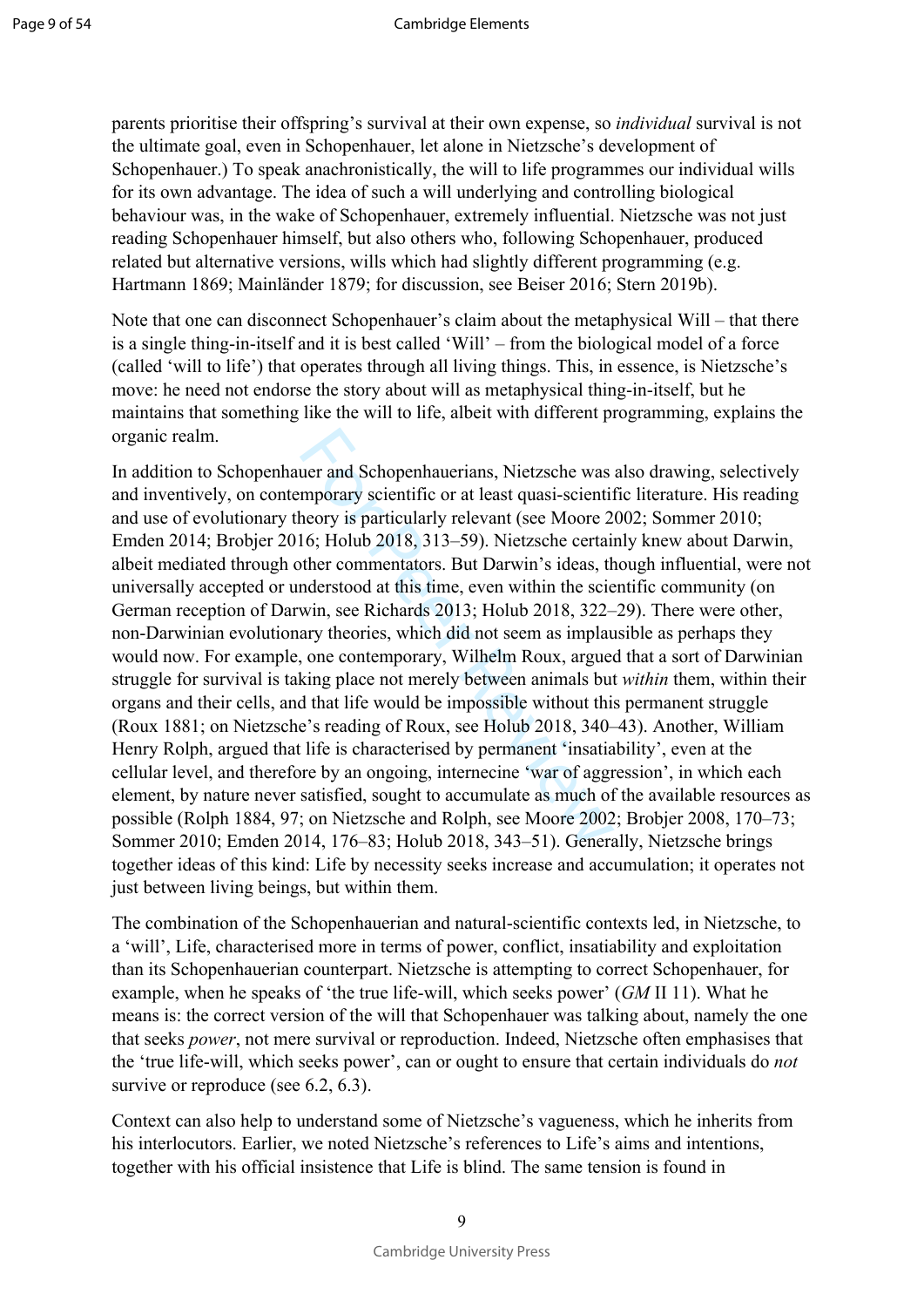parents prioritise their offspring's survival at their own expense, so *individual* survival is not the ultimate goal, even in Schopenhauer, let alone in Nietzsche's development of Schopenhauer.) To speak anachronistically, the will to life programmes our individual wills for its own advantage. The idea of such a will underlying and controlling biological behaviour was, in the wake of Schopenhauer, extremely influential. Nietzsche was not just reading Schopenhauer himself, but also others who, following Schopenhauer, produced related but alternative versions, wills which had slightly different programming (e.g. Hartmann 1869; Mainländer 1879; for discussion, see Beiser 2016; Stern 2019b).

Note that one can disconnect Schopenhauer's claim about the metaphysical Will – that there is a single thing-in-itself and it is best called 'Will' – from the biological model of a force (called 'will to life') that operates through all living things. This, in essence, is Nietzsche's move: he need not endorse the story about will as metaphysical thing-in-itself, but he maintains that something like the will to life, albeit with different programming, explains the organic realm.

In addition to Schopenhauer and Schopenhauerians, Nietzsche was also drawing, selectively and inventively, on contemporary scientific or at least quasi-scientific literature. His reading and use of evolutionary theory is particularly relevant (see Moore 2002; Sommer 2010; Emden 2014; Brobjer 2016; Holub 2018, 313–59). Nietzsche certainly knew about Darwin, albeit mediated through other commentators. But Darwin's ideas, though influential, were not universally accepted or understood at this time, even within the scientific community (on German reception of Darwin, see Richards 2013; Holub 2018, 322–29). There were other, non-Darwinian evolutionary theories, which did not seem as implausible as perhaps they would now. For example, one contemporary, Wilhelm Roux, argued that a sort of Darwinian struggle for survival is taking place not merely between animals but *within* them, within their organs and their cells, and that life would be impossible without this permanent struggle (Roux 1881; on Nietzsche's reading of Roux, see Holub 2018, 340–43). Another, William Henry Rolph, argued that life is characterised by permanent 'insatiability', even at the cellular level, and therefore by an ongoing, internecine 'war of aggression', in which each element, by nature never satisfied, sought to accumulate as much of the available resources as possible (Rolph 1884, 97; on Nietzsche and Rolph, see Moore 2002; Brobjer 2008, 170–73; Sommer 2010; Emden 2014, 176–83; Holub 2018, 343–51). Generally, Nietzsche brings together ideas of this kind: Life by necessity seeks increase and accumulation; it operates not just between living beings, but within them.

The combination of the Schopenhauerian and natural-scientific contexts led, in Nietzsche, to a 'will', Life, characterised more in terms of power, conflict, insatiability and exploitation than its Schopenhauerian counterpart. Nietzsche is attempting to correct Schopenhauer, for example, when he speaks of 'the true life-will, which seeks power' (*GM* II 11). What he means is: the correct version of the will that Schopenhauer was talking about, namely the one that seeks *power*, not mere survival or reproduction. Indeed, Nietzsche often emphasises that the 'true life-will, which seeks power', can or ought to ensure that certain individuals do *not* survive or reproduce (see 6.2, 6.3).

Context can also help to understand some of Nietzsche's vagueness, which he inherits from his interlocutors. Earlier, we noted Nietzsche's references to Life's aims and intentions, together with his official insistence that Life is blind. The same tension is found in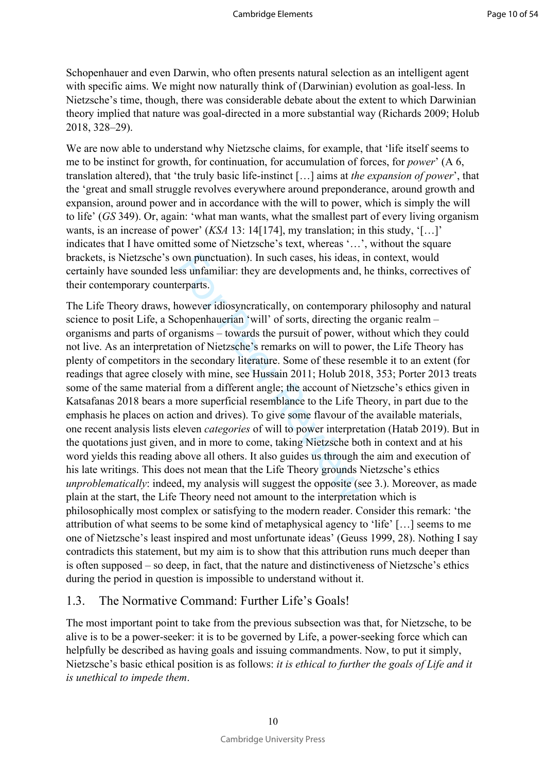Schopenhauer and even Darwin, who often presents natural selection as an intelligent agent with specific aims. We might now naturally think of (Darwinian) evolution as goal-less. In Nietzsche's time, though, there was considerable debate about the extent to which Darwinian theory implied that nature was goal-directed in a more substantial way (Richards 2009; Holub 2018, 328–29).

We are now able to understand why Nietzsche claims, for example, that 'life itself seems to me to be instinct for growth, for continuation, for accumulation of forces, for *power*' (A 6, translation altered), that 'the truly basic life-instinct […] aims at *the expansion of power*', that the 'great and small struggle revolves everywhere around preponderance, around growth and expansion, around power and in accordance with the will to power, which is simply the will to life' (*GS* 349). Or, again: 'what man wants, what the smallest part of every living organism wants, is an increase of power' (*KSA* 13: 14[174], my translation; in this study, '[…]' indicates that I have omitted some of Nietzsche's text, whereas '…', without the square brackets, is Nietzsche's own punctuation). In such cases, his ideas, in context, would certainly have sounded less unfamiliar: they are developments and, he thinks, correctives of their contemporary counterparts.

The Life Theory draws, however idiosyncratically, on contemporary philosophy and natural science to posit Life, a Schopenhauerian 'will' of sorts, directing the organic realm – organisms and parts of organisms – towards the pursuit of power, without which they could not live. As an interpretation of Nietzsche's remarks on will to power, the Life Theory has plenty of competitors in the secondary literature. Some of these resemble it to an extent (for readings that agree closely with mine, see Hussain 2011; Holub 2018, 353; Porter 2013 treats some of the same material from a different angle; the account of Nietzsche's ethics given in Katsafanas 2018 bears a more superficial resemblance to the Life Theory, in part due to the emphasis he places on action and drives). To give some flavour of the available materials, one recent analysis lists eleven *categories* of will to power interpretation (Hatab 2019). But in the quotations just given, and in more to come, taking Nietzsche both in context and at his word yields this reading above all others. It also guides us through the aim and execution of his late writings. This does not mean that the Life Theory grounds Nietzsche's ethics *unproblematically*: indeed, my analysis will suggest the opposite (see 3.). Moreover, as made plain at the start, the Life Theory need not amount to the interpretation which is philosophically most complex or satisfying to the modern reader. Consider this remark: 'the attribution of what seems to be some kind of metaphysical agency to 'life' […] seems to me one of Nietzsche's least inspired and most unfortunate ideas' (Geuss 1999, 28). Nothing I say contradicts this statement, but my aim is to show that this attribution runs much deeper than is often supposed – so deep, in fact, that the nature and distinctiveness of Nietzsche's ethics during the period in question is impossible to understand without it.

## 1.3. The Normative Command: Further Life's Goals!

The most important point to take from the previous subsection was that, for Nietzsche, to be alive is to be a power-seeker: it is to be governed by Life, a power-seeking force which can helpfully be described as having goals and issuing commandments. Now, to put it simply, Nietzsche's basic ethical position is as follows: *it is ethical to further the goals of Life and it is unethical to impede them*.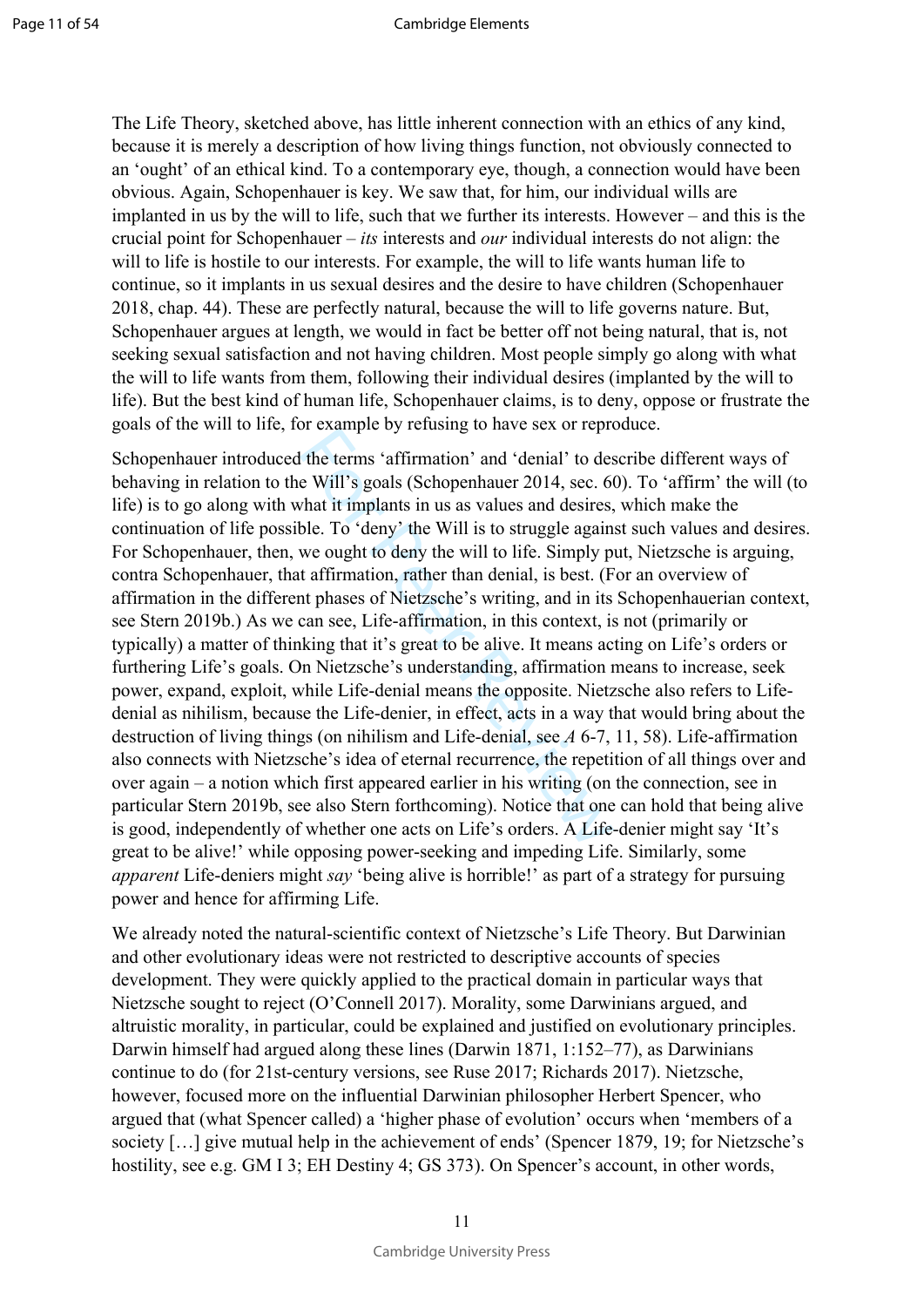The Life Theory, sketched above, has little inherent connection with an ethics of any kind, because it is merely a description of how living things function, not obviously connected to an 'ought' of an ethical kind. To a contemporary eye, though, a connection would have been obvious. Again, Schopenhauer is key. We saw that, for him, our individual wills are implanted in us by the will to life, such that we further its interests. However – and this is the crucial point for Schopenhauer – *its* interests and *our* individual interests do not align: the will to life is hostile to our interests. For example, the will to life wants human life to continue, so it implants in us sexual desires and the desire to have children (Schopenhauer 2018, chap. 44). These are perfectly natural, because the will to life governs nature. But, Schopenhauer argues at length, we would in fact be better off not being natural, that is, not seeking sexual satisfaction and not having children. Most people simply go along with what the will to life wants from them, following their individual desires (implanted by the will to life). But the best kind of human life, Schopenhauer claims, is to deny, oppose or frustrate the goals of the will to life, for example by refusing to have sex or reproduce.

Schopenhauer introduced the terms 'affirmation' and 'denial' to describe different ways of behaving in relation to the Will's goals (Schopenhauer 2014, sec. 60). To 'affirm' the will (to life) is to go along with what it implants in us as values and desires, which make the continuation of life possible. To 'deny' the Will is to struggle against such values and desires. For Schopenhauer, then, we ought to deny the will to life. Simply put, Nietzsche is arguing, contra Schopenhauer, that affirmation, rather than denial, is best. (For an overview of affirmation in the different phases of Nietzsche's writing, and in its Schopenhauerian context, see Stern 2019b.) As we can see, Life-affirmation, in this context, is not (primarily or typically) a matter of thinking that it's great to be alive. It means acting on Life's orders or furthering Life's goals. On Nietzsche's understanding, affirmation means to increase, seek power, expand, exploit, while Life-denial means the opposite. Nietzsche also refers to Life-denial as nihilism, because the Life-denier, in effect, acts in a way that would bring about the destruction of living things (on nihilism and Life-denial, see *A* 6-7, 11, 58). Life-affirmation also connects with Nietzsche's idea of eternal recurrence, the repetition of all things over and over again – a notion which first appeared earlier in his writing (on the connection, see in particular Stern 2019b, see also Stern forthcoming). Notice that one can hold that being alive is good, independently of whether one acts on Life's orders. A Life-denier might say 'It's great to be alive!' while opposing power-seeking and impeding Life. Similarly, some *apparent* Life-deniers might *say* 'being alive is horrible!' as part of a strategy for pursuing power and hence for affirming Life.

We already noted the natural-scientific context of Nietzsche's Life Theory. But Darwinian and other evolutionary ideas were not restricted to descriptive accounts of species development. They were quickly applied to the practical domain in particular ways that Nietzsche sought to reject (O'Connell 2017). Morality, some Darwinians argued, and altruistic morality, in particular, could be explained and justified on evolutionary principles. Darwin himself had argued along these lines (Darwin 1871, 1:152–77), as Darwinians continue to do (for 21st-century versions, see Ruse 2017; Richards 2017). Nietzsche, however, focused more on the influential Darwinian philosopher Herbert Spencer, who argued that (what Spencer called) a 'higher phase of evolution' occurs when 'members of a society […] give mutual help in the achievement of ends' (Spencer 1879, 19; for Nietzsche's hostility, see e.g. GM I 3; EH Destiny 4; GS 373). On Spencer's account, in other words,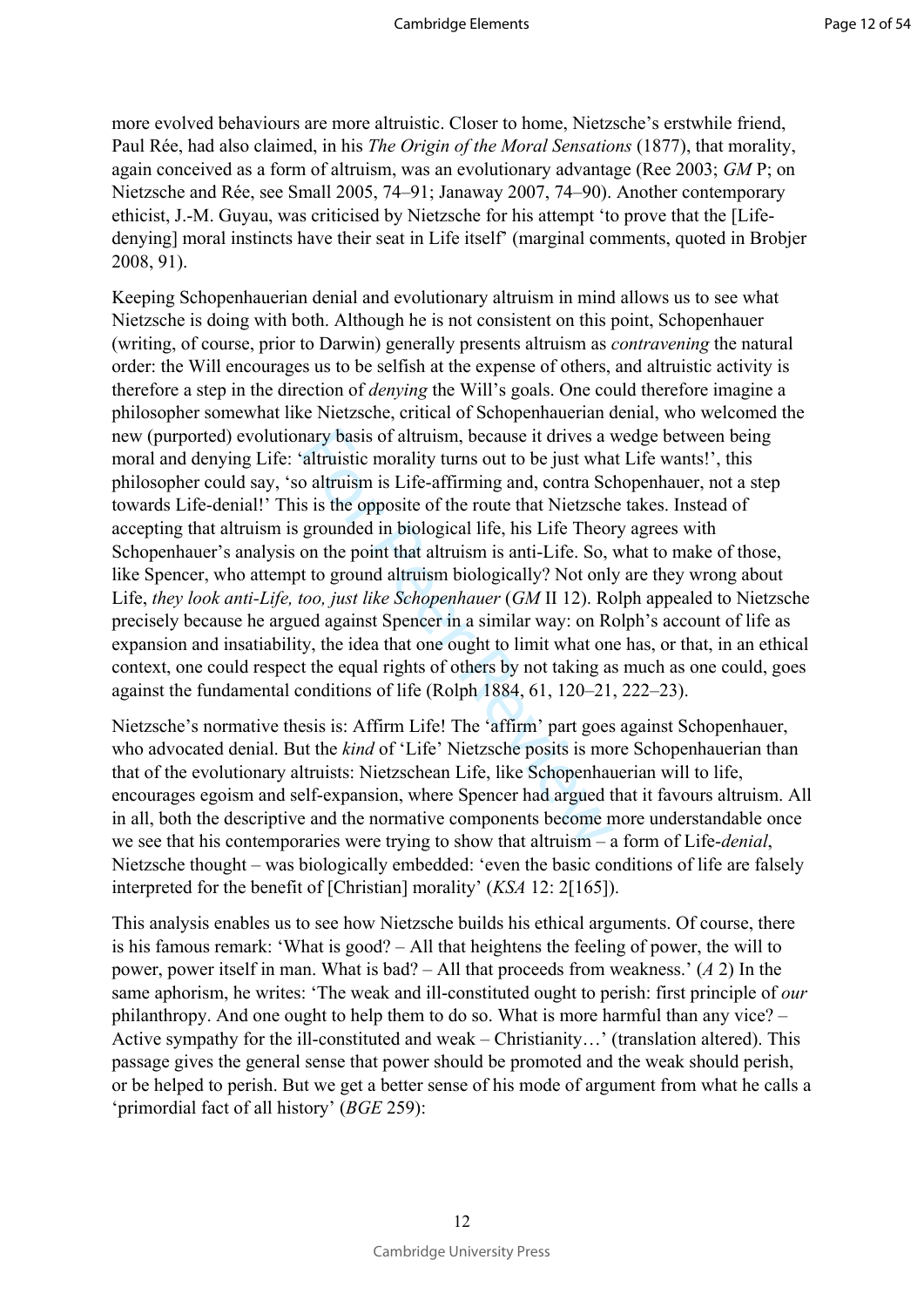more evolved behaviours are more altruistic. Closer to home, Nietzsche's erstwhile friend, Paul Rée, had also claimed, in his *The Origin of the Moral Sensations* (1877), that morality, again conceived as a form of altruism, was an evolutionary advantage (Ree 2003; *GM* P; on Nietzsche and Rée, see Small 2005, 74–91; Janaway 2007, 74–90). Another contemporary ethicist, J.-M. Guyau, was criticised by Nietzsche for his attempt 'to prove that the [Life-denying] moral instincts have their seat in Life itself' (marginal comments, quoted in Brobjer 2008, 91).

Keeping Schopenhauerian denial and evolutionary altruism in mind allows us to see what Nietzsche is doing with both. Although he is not consistent on this point, Schopenhauer (writing, of course, prior to Darwin) generally presents altruism as *contravening* the natural order: the Will encourages us to be selfish at the expense of others, and altruistic activity is therefore a step in the direction of *denying* the Will's goals. One could therefore imagine a philosopher somewhat like Nietzsche, critical of Schopenhauerian denial, who welcomed the new (purported) evolutionary basis of altruism, because it drives a wedge between being moral and denying Life: 'altruistic morality turns out to be just what Life wants!', this philosopher could say, 'so altruism is Life-affirming and, contra Schopenhauer, not a step towards Life-denial!' This is the opposite of the route that Nietzsche takes. Instead of accepting that altruism is grounded in biological life, his Life Theory agrees with Schopenhauer's analysis on the point that altruism is anti-Life. So, what to make of those, like Spencer, who attempt to ground altruism biologically? Not only are they wrong about Life, *they look anti-Life, too, just like Schopenhauer* (*GM* II 12). Rolph appealed to Nietzsche precisely because he argued against Spencer in a similar way: on Rolph's account of life as expansion and insatiability, the idea that one ought to limit what one has, or that, in an ethical context, one could respect the equal rights of others by not taking as much as one could, goes against the fundamental conditions of life (Rolph 1884, 61, 120–21, 222–23).

Nietzsche's normative thesis is: Affirm Life! The 'affirm' part goes against Schopenhauer, who advocated denial. But the *kind* of 'Life' Nietzsche posits is more Schopenhauerian than that of the evolutionary altruists: Nietzschean Life, like Schopenhauerian will to life, encourages egoism and self-expansion, where Spencer had argued that it favours altruism. All in all, both the descriptive and the normative components become more understandable once we see that his contemporaries were trying to show that altruism – a form of Life-*denial*, Nietzsche thought – was biologically embedded: 'even the basic conditions of life are falsely interpreted for the benefit of [Christian] morality' (*KSA* 12: 2[165]).

This analysis enables us to see how Nietzsche builds his ethical arguments. Of course, there is his famous remark: 'What is good? – All that heightens the feeling of power, the will to power, power itself in man. What is bad? – All that proceeds from weakness.' (*A* 2) In the same aphorism, he writes: 'The weak and ill-constituted ought to perish: first principle of *our* philanthropy. And one ought to help them to do so. What is more harmful than any vice? – Active sympathy for the ill-constituted and weak – Christianity…' (translation altered). This passage gives the general sense that power should be promoted and the weak should perish, or be helped to perish. But we get a better sense of his mode of argument from what he calls a 'primordial fact of all history' (*BGE* 259):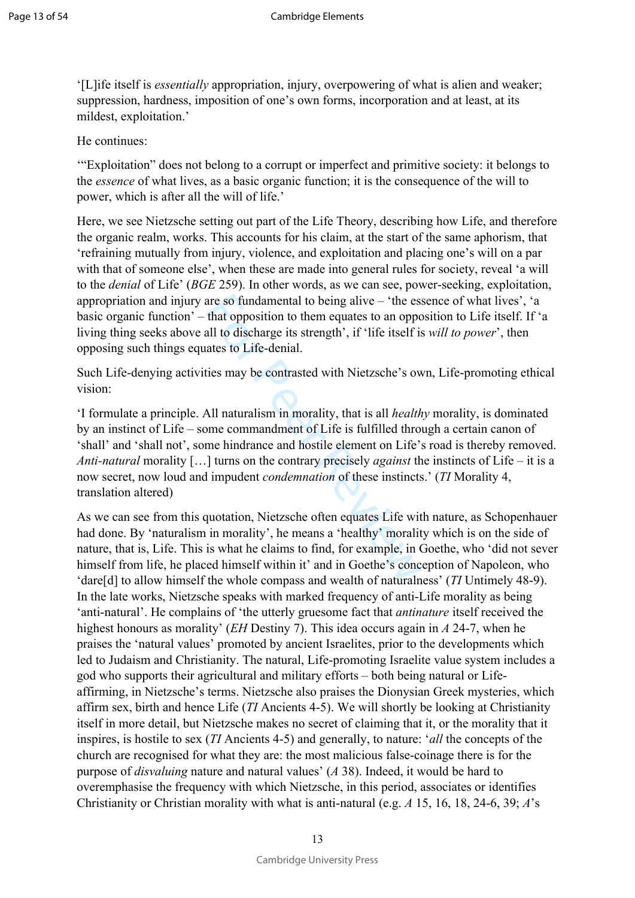'[L]ife itself is *essentially* appropriation, injury, overpowering of what is alien and weaker; suppression, hardness, imposition of one's own forms, incorporation and at least, at its mildest, exploitation.'

He continues:

'"Exploitation" does not belong to a corrupt or imperfect and primitive society: it belongs to the *essence* of what lives, as a basic organic function; it is the consequence of the will to power, which is after all the will of life.'

Here, we see Nietzsche setting out part of the Life Theory, describing how Life, and therefore the organic realm, works. This accounts for his claim, at the start of the same aphorism, that 'refraining mutually from injury, violence, and exploitation and placing one's will on a par with that of someone else', when these are made into general rules for society, reveal 'a will to the *denial* of Life' (*BGE* 259). In other words, as we can see, power-seeking, exploitation, appropriation and injury are so fundamental to being alive – 'the essence of what lives', 'a basic organic function' – that opposition to them equates to an opposition to Life itself. If 'a living thing seeks above all to discharge its strength', if 'life itself is *will to power*', then opposing such things equates to Life-denial.

Such Life-denying activities may be contrasted with Nietzsche's own, Life-promoting ethical vision:

'I formulate a principle. All naturalism in morality, that is all *healthy* morality, is dominated by an instinct of Life – some commandment of Life is fulfilled through a certain canon of 'shall' and 'shall not', some hindrance and hostile element on Life's road is thereby removed. *Anti-natural* morality […] turns on the contrary precisely *against* the instincts of Life – it is a now secret, now loud and impudent *condemnation* of these instincts.' (*TI* Morality 4, translation altered)

As we can see from this quotation, Nietzsche often equates Life with nature, as Schopenhauer had done. By 'naturalism in morality', he means a 'healthy' morality which is on the side of nature, that is, Life. This is what he claims to find, for example, in Goethe, who 'did not sever himself from life, he placed himself within it' and in Goethe's conception of Napoleon, who 'dare[d] to allow himself the whole compass and wealth of naturalness' (*TI* Untimely 48-9). In the late works, Nietzsche speaks with marked frequency of anti-Life morality as being 'anti-natural'. He complains of 'the utterly gruesome fact that *antinature* itself received the highest honours as morality' (*EH* Destiny 7). This idea occurs again in *A* 24-7, when he praises the 'natural values' promoted by ancient Israelites, prior to the developments which led to Judaism and Christianity. The natural, Life-promoting Israelite value system includes a god who supports their agricultural and military efforts – both being natural or Life-affirming, in Nietzsche's terms. Nietzsche also praises the Dionysian Greek mysteries, which affirm sex, birth and hence Life (*TI* Ancients 4-5). We will shortly be looking at Christianity itself in more detail, but Nietzsche makes no secret of claiming that it, or the morality that it inspires, is hostile to sex (*TI* Ancients 4-5) and generally, to nature: '*all* the concepts of the church are recognised for what they are: the most malicious false-coinage there is for the purpose of *disvaluing* nature and natural values' (*A* 38). Indeed, it would be hard to overemphasise the frequency with which Nietzsche, in this period, associates or identifies Christianity or Christian morality with what is anti-natural (e.g. *A* 15, 16, 18, 24-6, 39; *A*'s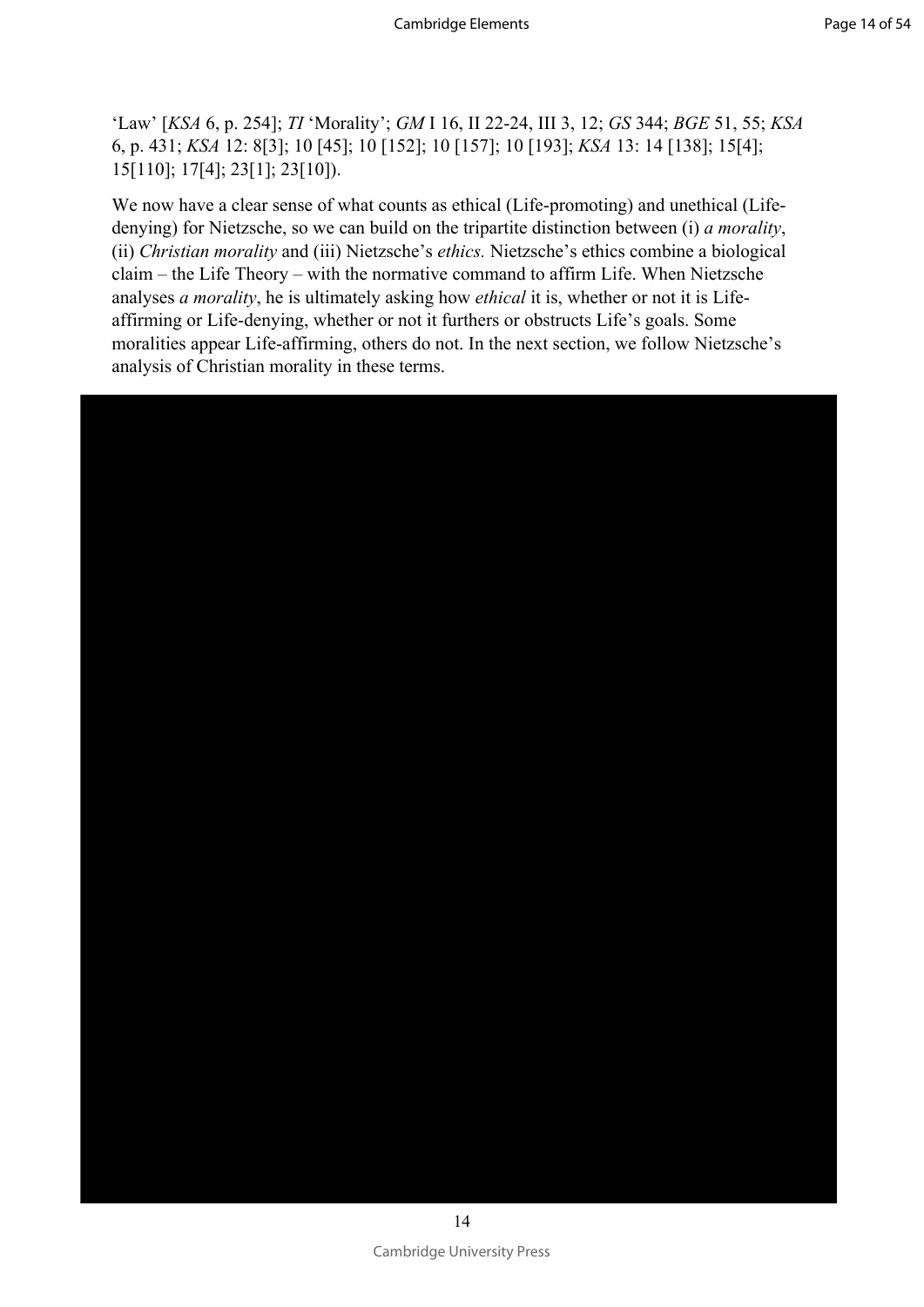'Law' [*KSA* 6, p. 254]; *TI* 'Morality'; *GM* I 16, II 22-24, III 3, 12; *GS* 344; *BGE* 51, 55; *KSA* 6, p. 431; *KSA* 12: 8[3]; 10 [45]; 10 [152]; 10 [157]; 10 [193]; *KSA* 13: 14 [138]; 15[4]; 15[110]; 17[4]; 23[1]; 23[10]).

We now have a clear sense of what counts as ethical (Life-promoting) and unethical (Life-denying) for Nietzsche, so we can build on the tripartite distinction between (i) *a morality*, (ii) *Christian morality* and (iii) Nietzsche's *ethics.* Nietzsche's ethics combine a biological claim – the Life Theory – with the normative command to affirm Life. When Nietzsche analyses *a morality*, he is ultimately asking how *ethical* it is, whether or not it is Life-affirming or Life-denying, whether or not it furthers or obstructs Life's goals. Some moralities appear Life-affirming, others do not. In the next section, we follow Nietzsche's analysis of Christian morality in these terms.